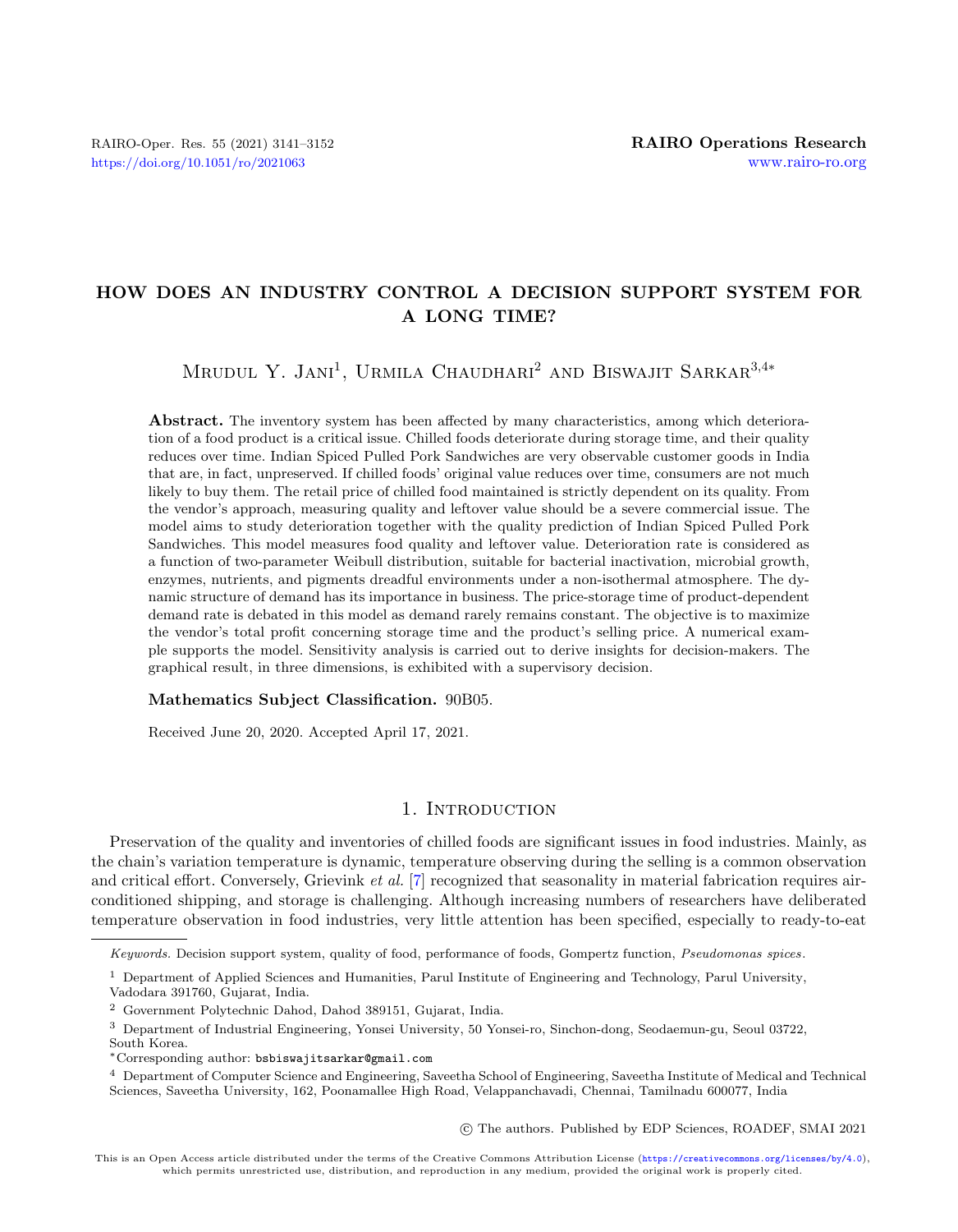# HOW DOES AN INDUSTRY CONTROL A DECISION SUPPORT SYSTEM FOR A LONG TIME?

Mrudul Y. Jani[1], Urmila Chaudhari[2] and Biswajit Sarkar[3,4*]

**Abstract.** The inventory system has been affected by many characteristics, among which deterioration of a food product is a critical issue. Chilled foods deteriorate during storage time, and their quality reduces over time. Indian Spiced Pulled Pork Sandwiches are very observable customer goods in India that are, in fact, unpreserved. If chilled foods' original value reduces over time, consumers are not much likely to buy them. The retail price of chilled food maintained is strictly dependent on its quality. From the vendor's approach, measuring quality and leftover value should be a severe commercial issue. The model aims to study deterioration together with the quality prediction of Indian Spiced Pulled Pork Sandwiches. This model measures food quality and leftover value. Deterioration rate is considered as a function of two-parameter Weibull distribution, suitable for bacterial inactivation, microbial growth, enzymes, nutrients, and pigments dreadful environments under a non-isothermal atmosphere. The dynamic structure of demand has its importance in business. The price-storage time of product-dependent demand rate is debated in this model as demand rarely remains constant. The objective is to maximize the vendor's total profit concerning storage time and the product's selling price. A numerical example supports the model. Sensitivity analysis is carried out to derive insights for decision-makers. The graphical result, in three dimensions, is exhibited with a supervisory decision.

**Mathematics Subject Classification.** 90B05.

Received June 20, 2020. Accepted April 17, 2021.

## 1. Introduction

Preservation of the quality and inventories of chilled foods are significant issues in food industries. Mainly, as the chain's variation temperature is dynamic, temperature observing during the selling is a common observation and critical effort. Conversely, Grievink *et al.* [7] recognized that seasonality in material fabrication requires air-conditioned shipping, and storage is challenging. Although increasing numbers of researchers have deliberated temperature observation in food industries, very little attention has been specified, especially to ready-to-eat

*Keywords.* Decision support system, quality of food, performance of foods, Gompertz function, *Pseudomonas spices*.

[1] Department of Applied Sciences and Humanities, Parul Institute of Engineering and Technology, Parul University, Vadodara 391760, Gujarat, India.

[2] Government Polytechnic Dahod, Dahod 389151, Gujarat, India.

[3] Department of Industrial Engineering, Yonsei University, 50 Yonsei-ro, Sinchon-dong, Seodaemun-gu, Seoul 03722, South Korea.

*Corresponding author: bsbiswajitsarkar@gmail.com

[4] Department of Computer Science and Engineering, Saveetha School of Engineering, Saveetha Institute of Medical and Technical Sciences, Saveetha University, 162, Poonamallee High Road, Velappanchavadi, Chennai, Tamilnadu 600077, India

© The authors. Published by EDP Sciences, ROADEF, SMAI 2021

This is an Open Access article distributed under the terms of the Creative Commons Attribution License (https://creativecommons.org/licenses/by/4.0), which permits unrestricted use, distribution, and reproduction in any medium, provided the original work is properly cited.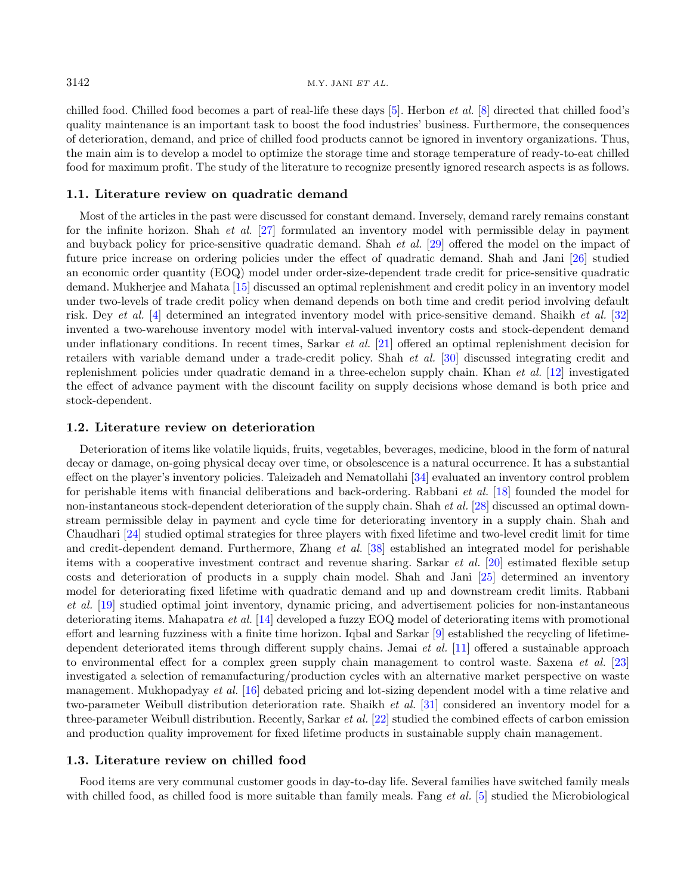chilled food. Chilled food becomes a part of real-life these days [5]. Herbon *et al.* [8] directed that chilled food's quality maintenance is an important task to boost the food industries' business. Furthermore, the consequences of deterioration, demand, and price of chilled food products cannot be ignored in inventory organizations. Thus, the main aim is to develop a model to optimize the storage time and storage temperature of ready-to-eat chilled food for maximum profit. The study of the literature to recognize presently ignored research aspects is as follows.

### 1.1. Literature review on quadratic demand

Most of the articles in the past were discussed for constant demand. Inversely, demand rarely remains constant for the infinite horizon. Shah *et al.* [27] formulated an inventory model with permissible delay in payment and buyback policy for price-sensitive quadratic demand. Shah *et al.* [29] offered the model on the impact of future price increase on ordering policies under the effect of quadratic demand. Shah and Jani [26] studied an economic order quantity (EOQ) model under order-size-dependent trade credit for price-sensitive quadratic demand. Mukherjee and Mahata [15] discussed an optimal replenishment and credit policy in an inventory model under two-levels of trade credit policy when demand depends on both time and credit period involving default risk. Dey *et al.* [4] determined an integrated inventory model with price-sensitive demand. Shaikh *et al.* [32] invented a two-warehouse inventory model with interval-valued inventory costs and stock-dependent demand under inflationary conditions. In recent times, Sarkar *et al.* [21] offered an optimal replenishment decision for retailers with variable demand under a trade-credit policy. Shah *et al.* [30] discussed integrating credit and replenishment policies under quadratic demand in a three-echelon supply chain. Khan *et al.* [12] investigated the effect of advance payment with the discount facility on supply decisions whose demand is both price and stock-dependent.

### 1.2. Literature review on deterioration

Deterioration of items like volatile liquids, fruits, vegetables, beverages, medicine, blood in the form of natural decay or damage, on-going physical decay over time, or obsolescence is a natural occurrence. It has a substantial effect on the player's inventory policies. Taleizadeh and Nematollahi [34] evaluated an inventory control problem for perishable items with financial deliberations and back-ordering. Rabbani *et al.* [18] founded the model for non-instantaneous stock-dependent deterioration of the supply chain. Shah *et al.* [28] discussed an optimal downstream permissible delay in payment and cycle time for deteriorating inventory in a supply chain. Shah and Chaudhari [24] studied optimal strategies for three players with fixed lifetime and two-level credit limit for time and credit-dependent demand. Furthermore, Zhang *et al.* [38] established an integrated model for perishable items with a cooperative investment contract and revenue sharing. Sarkar *et al.* [20] estimated flexible setup costs and deterioration of products in a supply chain model. Shah and Jani [25] determined an inventory model for deteriorating fixed lifetime with quadratic demand and up and downstream credit limits. Rabbani *et al.* [19] studied optimal joint inventory, dynamic pricing, and advertisement policies for non-instantaneous deteriorating items. Mahapatra *et al.* [14] developed a fuzzy EOQ model of deteriorating items with promotional effort and learning fuzziness with a finite time horizon. Iqbal and Sarkar [9] established the recycling of lifetime-dependent deteriorated items through different supply chains. Jemai *et al.* [11] offered a sustainable approach to environmental effect for a complex green supply chain management to control waste. Saxena *et al.* [23] investigated a selection of remanufacturing/production cycles with an alternative market perspective on waste management. Mukhopadyay *et al.* [16] debated pricing and lot-sizing dependent model with a time relative and two-parameter Weibull distribution deterioration rate. Shaikh *et al.* [31] considered an inventory model for a three-parameter Weibull distribution. Recently, Sarkar *et al.* [22] studied the combined effects of carbon emission and production quality improvement for fixed lifetime products in sustainable supply chain management.

### 1.3. Literature review on chilled food

Food items are very communal customer goods in day-to-day life. Several families have switched family meals with chilled food, as chilled food is more suitable than family meals. Fang *et al.* [5] studied the Microbiological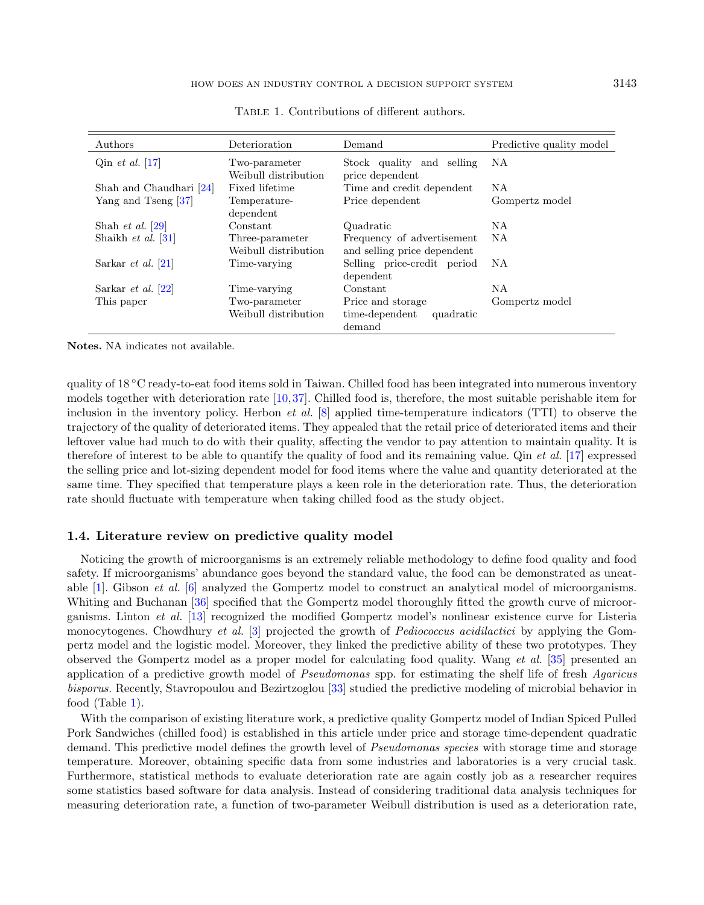Table 1. Contributions of different authors.

| Authors | Deterioration | Demand | Predictive quality model |
|---|---|---|---|
| Qin *et al.* [17] | Two-parameter Weibull distribution | Stock quality and selling price dependent | NA |
| Shah and Chaudhari [24] | Fixed lifetime | Time and credit dependent | NA |
| Yang and Tseng [37] | Temperature-dependent | Price dependent | Gompertz model |
| Shah *et al.* [29] | Constant | Quadratic | NA |
| Shaikh *et al.* [31] | Three-parameter Weibull distribution | Frequency of advertisement and selling price dependent | NA |
| Sarkar *et al.* [21] | Time-varying | Selling price-credit period dependent | NA |
| Sarkar *et al.* [22] | Time-varying | Constant | NA |
| This paper | Two-parameter Weibull distribution | Price and storage time-dependent quadratic demand | Gompertz model |

**Notes.** NA indicates not available.

quality of 18 °C ready-to-eat food items sold in Taiwan. Chilled food has been integrated into numerous inventory models together with deterioration rate [10, 37]. Chilled food is, therefore, the most suitable perishable item for inclusion in the inventory policy. Herbon *et al.* [8] applied time-temperature indicators (TTI) to observe the trajectory of the quality of deteriorated items. They appealed that the retail price of deteriorated items and their leftover value had much to do with their quality, affecting the vendor to pay attention to maintain quality. It is therefore of interest to be able to quantify the quality of food and its remaining value. Qin *et al.* [17] expressed the selling price and lot-sizing dependent model for food items where the value and quantity deteriorated at the same time. They specified that temperature plays a keen role in the deterioration rate. Thus, the deterioration rate should fluctuate with temperature when taking chilled food as the study object.

### 1.4. Literature review on predictive quality model

Noticing the growth of microorganisms is an extremely reliable methodology to define food quality and food safety. If microorganisms' abundance goes beyond the standard value, the food can be demonstrated as uneatable [1]. Gibson *et al.* [6] analyzed the Gompertz model to construct an analytical model of microorganisms. Whiting and Buchanan [36] specified that the Gompertz model thoroughly fitted the growth curve of microorganisms. Linton *et al.* [13] recognized the modified Gompertz model's nonlinear existence curve for Listeria monocytogenes. Chowdhury *et al.* [3] projected the growth of *Pediococcus acidilactici* by applying the Gompertz model and the logistic model. Moreover, they linked the predictive ability of these two prototypes. They observed the Gompertz model as a proper model for calculating food quality. Wang *et al.* [35] presented an application of a predictive growth model of *Pseudomonas* spp. for estimating the shelf life of fresh *Agaricus bisporus*. Recently, Stavropoulou and Bezirtzoglou [33] studied the predictive modeling of microbial behavior in food (Table 1).

With the comparison of existing literature work, a predictive quality Gompertz model of Indian Spiced Pulled Pork Sandwiches (chilled food) is established in this article under price and storage time-dependent quadratic demand. This predictive model defines the growth level of *Pseudomonas species* with storage time and storage temperature. Moreover, obtaining specific data from some industries and laboratories is a very crucial task. Furthermore, statistical methods to evaluate deterioration rate are again costly job as a researcher requires some statistics based software for data analysis. Instead of considering traditional data analysis techniques for measuring deterioration rate, a function of two-parameter Weibull distribution is used as a deterioration rate,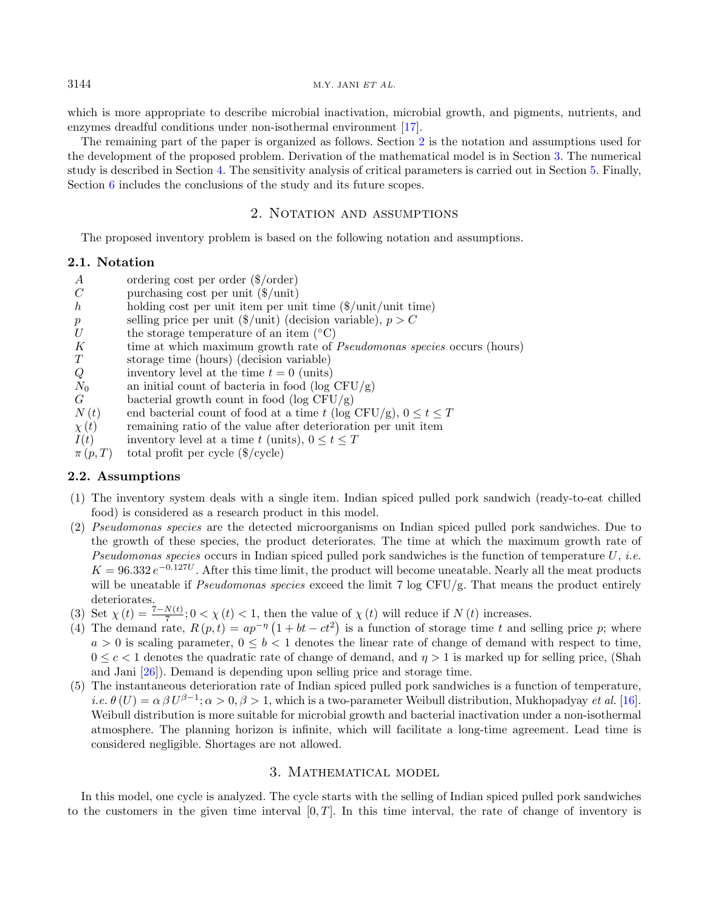which is more appropriate to describe microbial inactivation, microbial growth, and pigments, nutrients, and enzymes dreadful conditions under non-isothermal environment [17].

The remaining part of the paper is organized as follows. Section 2 is the notation and assumptions used for the development of the proposed problem. Derivation of the mathematical model is in Section 3. The numerical study is described in Section 4. The sensitivity analysis of critical parameters is carried out in Section 5. Finally, Section 6 includes the conclusions of the study and its future scopes.

## 2. Notation and assumptions

The proposed inventory problem is based on the following notation and assumptions.

### 2.1. Notation

| | |
|---|---|
| $A$ | ordering cost per order (\$/order) |
| $C$ | purchasing cost per unit (\$/unit) |
| $h$ | holding cost per unit item per unit time (\$/unit/unit time) |
| $p$ | selling price per unit (\$/unit) (decision variable), $p > C$ |
| $U$ | the storage temperature of an item (°C) |
| $K$ | time at which maximum growth rate of *Pseudomonas species* occurs (hours) |
| $T$ | storage time (hours) (decision variable) |
| $Q$ | inventory level at the time $t = 0$ (units) |
| $N_0$ | an initial count of bacteria in food (log CFU/g) |
| $G$ | bacterial growth count in food (log CFU/g) |
| $N(t)$ | end bacterial count of food at a time $t$ (log CFU/g), $0 \le t \le T$ |
| $\chi(t)$ | remaining ratio of the value after deterioration per unit item |
| $I(t)$ | inventory level at a time $t$ (units), $0 \le t \le T$ |
| $\pi(p, T)$ | total profit per cycle (\$/cycle) |

### 2.2. Assumptions

1. The inventory system deals with a single item. Indian spiced pulled pork sandwich (ready-to-eat chilled food) is considered as a research product in this model.
2. *Pseudomonas species* are the detected microorganisms on Indian spiced pulled pork sandwiches. Due to the growth of these species, the product deteriorates. The time at which the maximum growth rate of *Pseudomonas species* occurs in Indian spiced pulled pork sandwiches is the function of temperature $U$, *i.e.* $K = 96.332\, e^{-0.127U}$. After this time limit, the product will become uneatable. Nearly all the meat products will be uneatable if *Pseudomonas species* exceed the limit 7 log CFU/g. That means the product entirely deteriorates.
3. Set $\chi(t) = \frac{7-N(t)}{7}; 0 < \chi(t) < 1$, then the value of $\chi(t)$ will reduce if $N(t)$ increases.
4. The demand rate, $R(p,t) = ap^{-\eta}\left(1 + bt - ct^2\right)$ is a function of storage time $t$ and selling price $p$; where $a > 0$ is scaling parameter, $0 \le b < 1$ denotes the linear rate of change of demand with respect to time, $0 \le c < 1$ denotes the quadratic rate of change of demand, and $\eta > 1$ is marked up for selling price, (Shah and Jani [26]). Demand is depending upon selling price and storage time.
5. The instantaneous deterioration rate of Indian spiced pulled pork sandwiches is a function of temperature, *i.e.* $\theta(U) = \alpha\, \beta\, U^{\beta-1}; \alpha > 0, \beta > 1$, which is a two-parameter Weibull distribution, Mukhopadyay *et al.* [16]. Weibull distribution is more suitable for microbial growth and bacterial inactivation under a non-isothermal atmosphere. The planning horizon is infinite, which will facilitate a long-time agreement. Lead time is considered negligible. Shortages are not allowed.

## 3. Mathematical model

In this model, one cycle is analyzed. The cycle starts with the selling of Indian spiced pulled pork sandwiches to the customers in the given time interval $[0, T]$. In this time interval, the rate of change of inventory is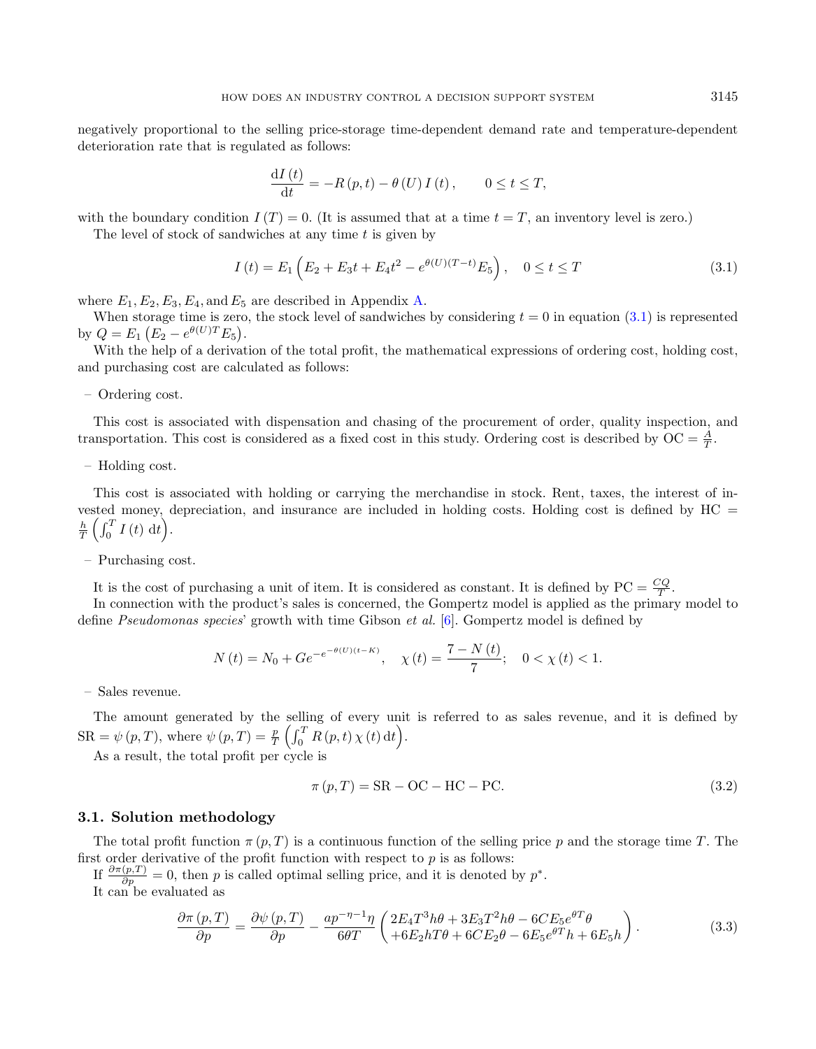negatively proportional to the selling price-storage time-dependent demand rate and temperature-dependent deterioration rate that is regulated as follows:

$$\frac{\mathrm{d}I(t)}{\mathrm{d}t} = -R(p,t) - \theta(U)\,I(t), \qquad 0 \le t \le T,$$

with the boundary condition $I(T) = 0$. (It is assumed that at a time $t = T$, an inventory level is zero.)

The level of stock of sandwiches at any time $t$ is given by

$$I(t) = E_1\left(E_2 + E_3 t + E_4 t^2 - e^{\theta(U)(T-t)}E_5\right), \quad 0 \le t \le T \tag{3.1}$$

where $E_1, E_2, E_3, E_4,$ and $E_5$ are described in Appendix A.

When storage time is zero, the stock level of sandwiches by considering $t = 0$ in equation (3.1) is represented by $Q = E_1\left(E_2 - e^{\theta(U)T}E_5\right)$.

With the help of a derivation of the total profit, the mathematical expressions of ordering cost, holding cost, and purchasing cost are calculated as follows:

– Ordering cost.

This cost is associated with dispensation and chasing of the procurement of order, quality inspection, and transportation. This cost is considered as a fixed cost in this study. Ordering cost is described by $\mathrm{OC} = \frac{A}{T}$.

– Holding cost.

This cost is associated with holding or carrying the merchandise in stock. Rent, taxes, the interest of invested money, depreciation, and insurance are included in holding costs. Holding cost is defined by $\mathrm{HC} = \frac{h}{T}\left(\int_0^T I(t)\,\mathrm{d}t\right)$.

– Purchasing cost.

It is the cost of purchasing a unit of item. It is considered as constant. It is defined by $\mathrm{PC} = \frac{CQ}{T}$.

In connection with the product's sales is concerned, the Gompertz model is applied as the primary model to define *Pseudomonas species*' growth with time Gibson *et al.* [6]. Gompertz model is defined by

$$N(t) = N_0 + Ge^{-e^{-\theta(U)(t-K)}}, \quad \chi(t) = \frac{7 - N(t)}{7}; \quad 0 < \chi(t) < 1.$$

– Sales revenue.

The amount generated by the selling of every unit is referred to as sales revenue, and it is defined by $\mathrm{SR} = \psi(p,T)$, where $\psi(p,T) = \frac{p}{T}\left(\int_0^T R(p,t)\,\chi(t)\,\mathrm{d}t\right)$.

As a result, the total profit per cycle is

$$\pi(p,T) = \mathrm{SR} - \mathrm{OC} - \mathrm{HC} - \mathrm{PC}. \tag{3.2}$$

### 3.1. Solution methodology

The total profit function $\pi(p,T)$ is a continuous function of the selling price $p$ and the storage time $T$. The first order derivative of the profit function with respect to $p$ is as follows:

If $\frac{\partial \pi(p,T)}{\partial p} = 0$, then $p$ is called optimal selling price, and it is denoted by $p^*$.

It can be evaluated as

$$\frac{\partial \pi(p,T)}{\partial p} = \frac{\partial \psi(p,T)}{\partial p} - \frac{ap^{-\eta-1}\eta}{6\theta T}\begin{pmatrix} 2E_4T^3h\theta + 3E_3T^2h\theta - 6CE_5e^{\theta T}\theta \\ +6E_2hT\theta + 6CE_2\theta - 6E_5e^{\theta T}h + 6E_5h \end{pmatrix}. \tag{3.3}$$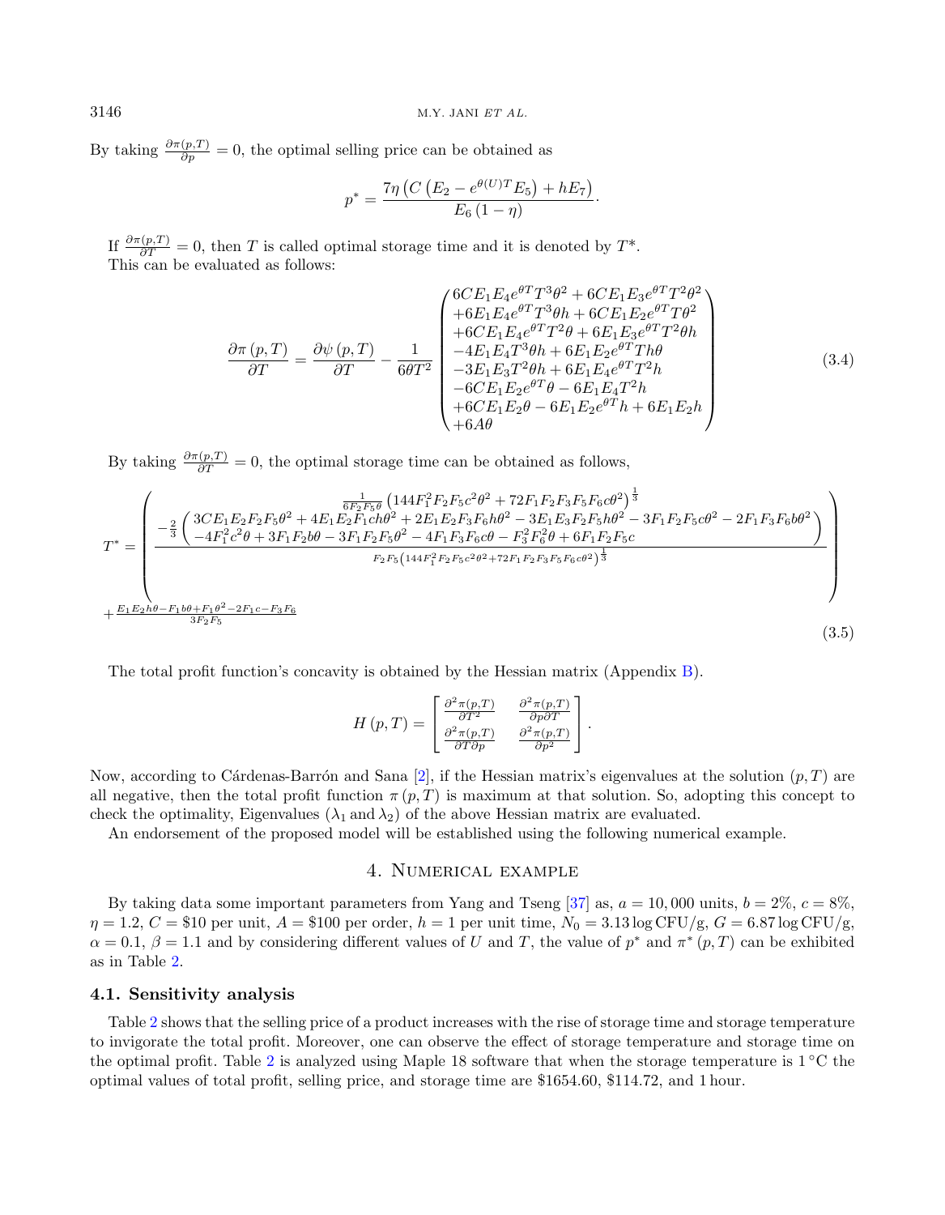By taking $\frac{\partial \pi(p,T)}{\partial p} = 0$, the optimal selling price can be obtained as

$$p^* = \frac{7\eta\left(C\left(E_2 - e^{\theta(U)T}E_5\right) + hE_7\right)}{E_6\left(1-\eta\right)}.$$

If $\frac{\partial \pi(p,T)}{\partial T} = 0$, then $T$ is called optimal storage time and it is denoted by $T^*$.
This can be evaluated as follows:

$$\frac{\partial \pi\left(p,T\right)}{\partial T} = \frac{\partial \psi\left(p,T\right)}{\partial T} - \frac{1}{6\theta T^2}\begin{pmatrix} 6CE_1E_4e^{\theta T}T^3\theta^2 + 6CE_1E_3e^{\theta T}T^2\theta^2 \\ +6E_1E_4e^{\theta T}T^3\theta h + 6CE_1E_2e^{\theta T}T\theta^2 \\ +6CE_1E_4e^{\theta T}T^2\theta + 6E_1E_3e^{\theta T}T^2\theta h \\ -4E_1E_4T^3\theta h + 6E_1E_2e^{\theta T}Th\theta \\ -3E_1E_3T^2\theta h + 6E_1E_4e^{\theta T}T^2h \\ -6CE_1E_2e^{\theta T}\theta - 6E_1E_4T^2h \\ +6CE_1E_2\theta - 6E_1E_2e^{\theta T}h + 6E_1E_2h \\ +6A\theta \end{pmatrix} \tag{3.4}$$

By taking $\frac{\partial \pi(p,T)}{\partial T} = 0$, the optimal storage time can be obtained as follows,

$$T^* = \left( \frac{\begin{array}{c} \frac{1}{6F_2F_5\theta}\left(144F_1^2F_2F_5c^2\theta^2 + 72F_1F_2F_3F_5F_6c\theta^2\right)^{\frac{1}{3}} \\ -\frac{2}{3}\begin{pmatrix} 3CE_1E_2F_2F_5\theta^2 + 4E_1E_2F_1ch\theta^2 + 2E_1E_2F_3F_6h\theta^2 - 3E_1E_3F_2F_5h\theta^2 - 3F_1F_2F_5c\theta^2 - 2F_1F_3F_6b\theta^2 \\ -4F_1^2c^2\theta + 3F_1F_2b\theta - 3F_1F_2F_5\theta^2 - 4F_1F_3F_6c\theta - F_3^2F_6^2\theta + 6F_1F_2F_5c \end{pmatrix} \end{array}}{F_2F_5\left(144F_1^2F_2F_5c^2\theta^2 + 72F_1F_2F_3F_5F_6c\theta^2\right)^{\frac{1}{3}}} \right) + \frac{E_1E_2h\theta - F_1b\theta + F_1\theta^2 - 2F_1c - F_3F_6}{3F_2F_5} \tag{3.5}$$

The total profit function's concavity is obtained by the Hessian matrix (Appendix B).

$$H\left(p,T\right) = \begin{bmatrix} \frac{\partial^2 \pi(p,T)}{\partial T^2} & \frac{\partial^2 \pi(p,T)}{\partial p \partial T} \\ \frac{\partial^2 \pi(p,T)}{\partial T \partial p} & \frac{\partial^2 \pi(p,T)}{\partial p^2} \end{bmatrix}.$$

Now, according to Cárdenas-Barrón and Sana [2], if the Hessian matrix's eigenvalues at the solution $(p,T)$ are all negative, then the total profit function $\pi\left(p,T\right)$ is maximum at that solution. So, adopting this concept to check the optimality, Eigenvalues ($\lambda_1$ and $\lambda_2$) of the above Hessian matrix are evaluated.

An endorsement of the proposed model will be established using the following numerical example.

## 4. Numerical example

By taking data some important parameters from Yang and Tseng [37] as, $a = 10,000$ units, $b = 2\%$, $c = 8\%$, $\eta = 1.2$, $C = \$10$ per unit, $A = \$100$ per order, $h = 1$ per unit time, $N_0 = 3.13 \log \text{CFU/g}$, $G = 6.87 \log \text{CFU/g}$, $\alpha = 0.1$, $\beta = 1.1$ and by considering different values of $U$ and $T$, the value of $p^*$ and $\pi^*\left(p,T\right)$ can be exhibited as in Table 2.

### 4.1. Sensitivity analysis

Table 2 shows that the selling price of a product increases with the rise of storage time and storage temperature to invigorate the total profit. Moreover, one can observe the effect of storage temperature and storage time on the optimal profit. Table 2 is analyzed using Maple 18 software that when the storage temperature is 1 °C the optimal values of total profit, selling price, and storage time are \$1654.60, \$114.72, and 1 hour.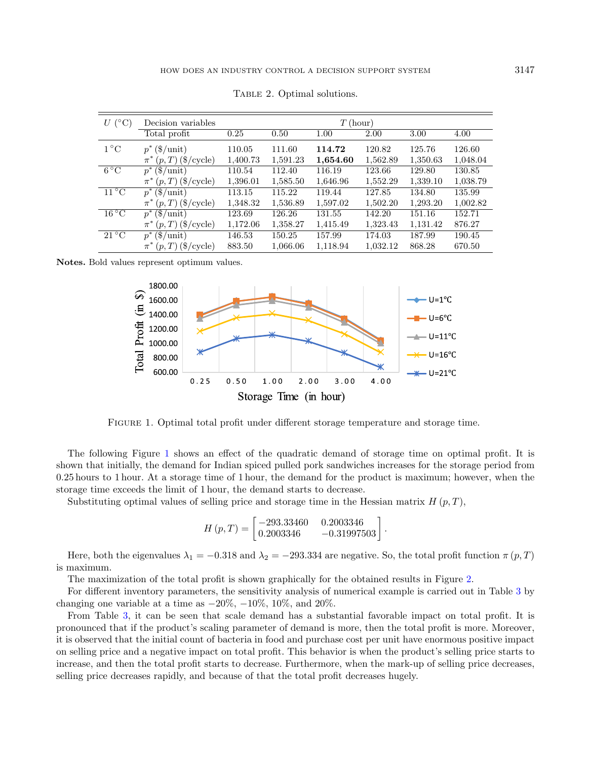Table 2. Optimal solutions.

| $U$ (°C) | Decision variables | $T$ (hour) | | | | | |
|---|---|---|---|---|---|---|---|
| | Total profit | 0.25 | 0.50 | 1.00 | 2.00 | 3.00 | 4.00 |
| 1 °C | $p^*$ ($/unit) | 110.05 | 111.60 | **114.72** | 120.82 | 125.76 | 126.60 |
| | $\pi^*(p,T)$ ($/cycle) | 1,400.73 | 1,591.23 | **1,654.60** | 1,562.89 | 1,350.63 | 1,048.04 |
| 6 °C | $p^*$ ($/unit) | 110.54 | 112.40 | 116.19 | 123.66 | 129.80 | 130.85 |
| | $\pi^*(p,T)$ ($/cycle) | 1,396.01 | 1,585.50 | 1,646.96 | 1,552.29 | 1,339.10 | 1,038.79 |
| 11 °C | $p^*$ ($/unit) | 113.15 | 115.22 | 119.44 | 127.85 | 134.80 | 135.99 |
| | $\pi^*(p,T)$ ($/cycle) | 1,348.32 | 1,536.89 | 1,597.02 | 1,502.20 | 1,293.20 | 1,002.82 |
| 16 °C | $p^*$ ($/unit) | 123.69 | 126.26 | 131.55 | 142.20 | 151.16 | 152.71 |
| | $\pi^*(p,T)$ ($/cycle) | 1,172.06 | 1,358.27 | 1,415.49 | 1,323.43 | 1,131.42 | 876.27 |
| 21 °C | $p^*$ ($/unit) | 146.53 | 150.25 | 157.99 | 174.03 | 187.99 | 190.45 |
| | $\pi^*(p,T)$ ($/cycle) | 883.50 | 1,066.06 | 1,118.94 | 1,032.12 | 868.28 | 670.50 |

**Notes.** Bold values represent optimum values.

Figure 1. Optimal total profit under different storage temperature and storage time.

The following Figure 1 shows an effect of the quadratic demand of storage time on optimal profit. It is shown that initially, the demand for Indian spiced pulled pork sandwiches increases for the storage period from 0.25 hours to 1 hour. At a storage time of 1 hour, the demand for the product is maximum; however, when the storage time exceeds the limit of 1 hour, the demand starts to decrease.

Substituting optimal values of selling price and storage time in the Hessian matrix $H(p,T)$,

$$H(p,T) = \begin{bmatrix} -293.33460 & 0.2003346 \\ 0.2003346 & -0.31997503 \end{bmatrix}.$$

Here, both the eigenvalues $\lambda_1 = -0.318$ and $\lambda_2 = -293.334$ are negative. So, the total profit function $\pi(p,T)$ is maximum.

The maximization of the total profit is shown graphically for the obtained results in Figure 2.

For different inventory parameters, the sensitivity analysis of numerical example is carried out in Table 3 by changing one variable at a time as −20%, −10%, 10%, and 20%.

From Table 3, it can be seen that scale demand has a substantial favorable impact on total profit. It is pronounced that if the product's scaling parameter of demand is more, then the total profit is more. Moreover, it is observed that the initial count of bacteria in food and purchase cost per unit have enormous positive impact on selling price and a negative impact on total profit. This behavior is when the product's selling price starts to increase, and then the total profit starts to decrease. Furthermore, when the mark-up of selling price decreases, selling price decreases rapidly, and because of that the total profit decreases hugely.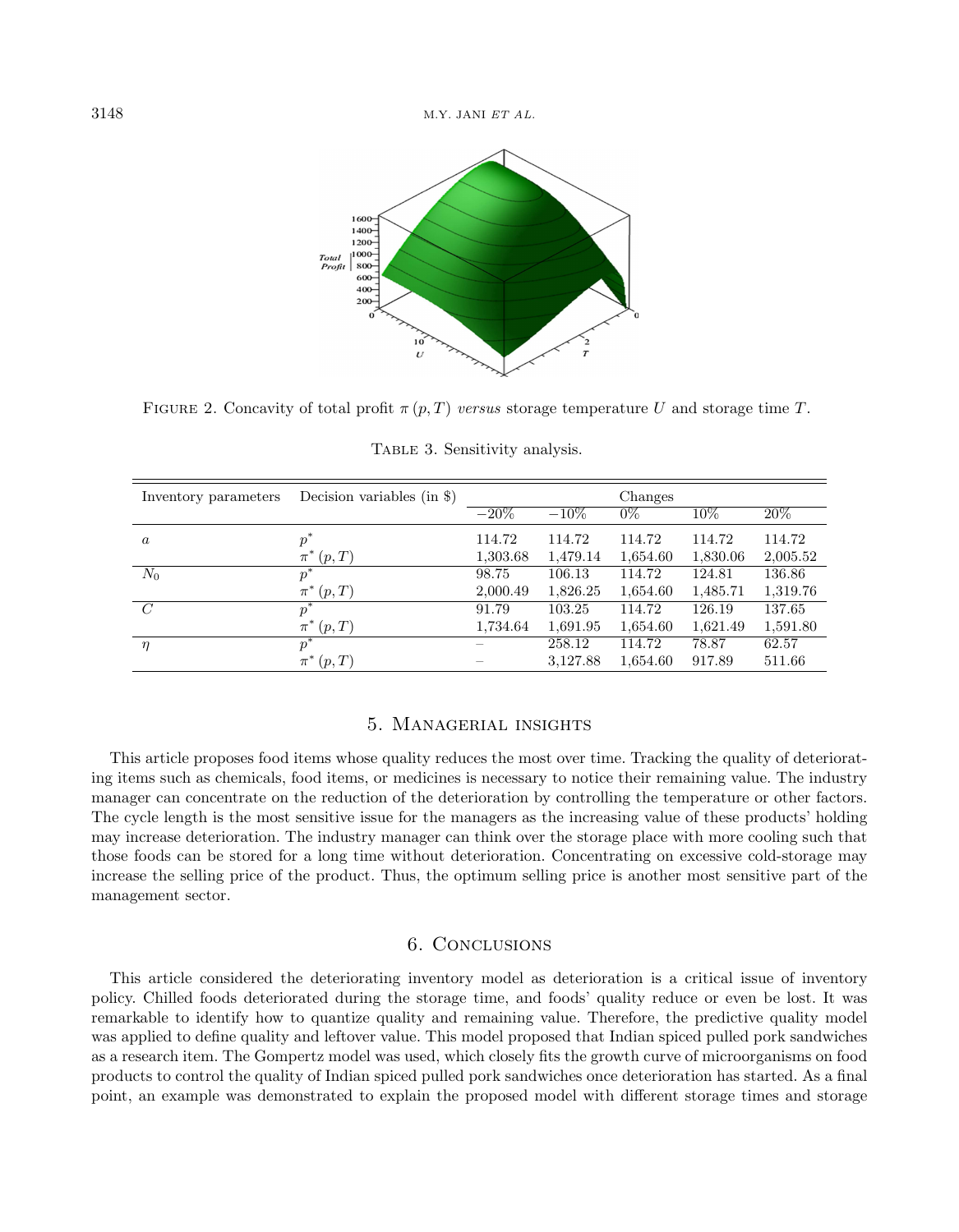FIGURE 2. Concavity of total profit $\pi(p,T)$ *versus* storage temperature $U$ and storage time $T$.

TABLE 3. Sensitivity analysis.

| Inventory parameters | Decision variables (in \$) | Changes | | | | |
|---|---|---|---|---|---|---|
| | | $-20\%$ | $-10\%$ | $0\%$ | $10\%$ | $20\%$ |
| $a$ | $p^*$ | 114.72 | 114.72 | 114.72 | 114.72 | 114.72 |
| | $\pi^*(p,T)$ | 1,303.68 | 1,479.14 | 1,654.60 | 1,830.06 | 2,005.52 |
| $N_0$ | $p^*$ | 98.75 | 106.13 | 114.72 | 124.81 | 136.86 |
| | $\pi^*(p,T)$ | 2,000.49 | 1,826.25 | 1,654.60 | 1,485.71 | 1,319.76 |
| $C$ | $p^*$ | 91.79 | 103.25 | 114.72 | 126.19 | 137.65 |
| | $\pi^*(p,T)$ | 1,734.64 | 1,691.95 | 1,654.60 | 1,621.49 | 1,591.80 |
| $\eta$ | $p^*$ | – | 258.12 | 114.72 | 78.87 | 62.57 |
| | $\pi^*(p,T)$ | – | 3,127.88 | 1,654.60 | 917.89 | 511.66 |

## 5. Managerial insights

This article proposes food items whose quality reduces the most over time. Tracking the quality of deteriorating items such as chemicals, food items, or medicines is necessary to notice their remaining value. The industry manager can concentrate on the reduction of the deterioration by controlling the temperature or other factors. The cycle length is the most sensitive issue for the managers as the increasing value of these products' holding may increase deterioration. The industry manager can think over the storage place with more cooling such that those foods can be stored for a long time without deterioration. Concentrating on excessive cold-storage may increase the selling price of the product. Thus, the optimum selling price is another most sensitive part of the management sector.

## 6. Conclusions

This article considered the deteriorating inventory model as deterioration is a critical issue of inventory policy. Chilled foods deteriorated during the storage time, and foods' quality reduce or even be lost. It was remarkable to identify how to quantize quality and remaining value. Therefore, the predictive quality model was applied to define quality and leftover value. This model proposed that Indian spiced pulled pork sandwiches as a research item. The Gompertz model was used, which closely fits the growth curve of microorganisms on food products to control the quality of Indian spiced pulled pork sandwiches once deterioration has started. As a final point, an example was demonstrated to explain the proposed model with different storage times and storage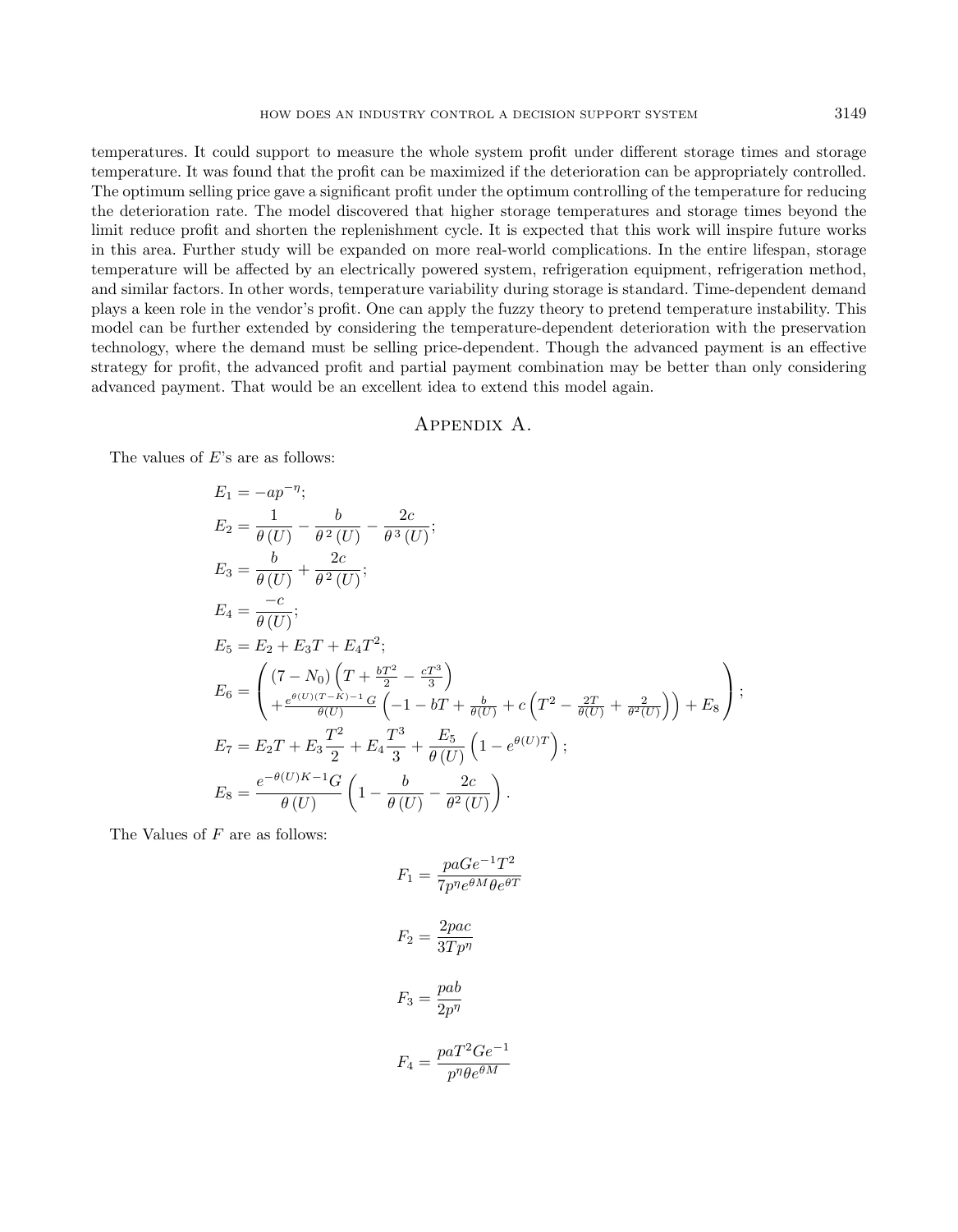temperatures. It could support to measure the whole system profit under different storage times and storage temperature. It was found that the profit can be maximized if the deterioration can be appropriately controlled. The optimum selling price gave a significant profit under the optimum controlling of the temperature for reducing the deterioration rate. The model discovered that higher storage temperatures and storage times beyond the limit reduce profit and shorten the replenishment cycle. It is expected that this work will inspire future works in this area. Further study will be expanded on more real-world complications. In the entire lifespan, storage temperature will be affected by an electrically powered system, refrigeration equipment, refrigeration method, and similar factors. In other words, temperature variability during storage is standard. Time-dependent demand plays a keen role in the vendor's profit. One can apply the fuzzy theory to pretend temperature instability. This model can be further extended by considering the temperature-dependent deterioration with the preservation technology, where the demand must be selling price-dependent. Though the advanced payment is an effective strategy for profit, the advanced profit and partial payment combination may be better than only considering advanced payment. That would be an excellent idea to extend this model again.

## Appendix A.

The values of $E$'s are as follows:

$$
\begin{aligned}
E_1 &= -ap^{-\eta};\\
E_2 &= \frac{1}{\theta(U)} - \frac{b}{\theta^2(U)} - \frac{2c}{\theta^3(U)};\\
E_3 &= \frac{b}{\theta(U)} + \frac{2c}{\theta^2(U)};\\
E_4 &= \frac{-c}{\theta(U)};\\
E_5 &= E_2 + E_3 T + E_4 T^2;\\
E_6 &= \begin{pmatrix} (7-N_0)\left(T + \frac{bT^2}{2} - \frac{cT^3}{3}\right) \\ + \frac{e^{\theta(U)(T-K)-1}G}{\theta(U)}\left(-1 - bT + \frac{b}{\theta(U)} + c\left(T^2 - \frac{2T}{\theta(U)} + \frac{2}{\theta^2(U)}\right)\right) + E_8 \end{pmatrix};\\
E_7 &= E_2 T + E_3 \frac{T^2}{2} + E_4 \frac{T^3}{3} + \frac{E_5}{\theta(U)}\left(1 - e^{\theta(U)T}\right);\\
E_8 &= \frac{e^{-\theta(U)K-1}G}{\theta(U)}\left(1 - \frac{b}{\theta(U)} - \frac{2c}{\theta^2(U)}\right).
\end{aligned}
$$

The Values of $F$ are as follows:

$$
F_1 = \frac{paGe^{-1}T^2}{7p^{\eta}e^{\theta M}\theta e^{\theta T}}
$$

$$
F_2 = \frac{2pac}{3Tp^{\eta}}
$$

$$
F_3 = \frac{pab}{2p^{\eta}}
$$

$$
F_4 = \frac{paT^2Ge^{-1}}{p^{\eta}\theta e^{\theta M}}
$$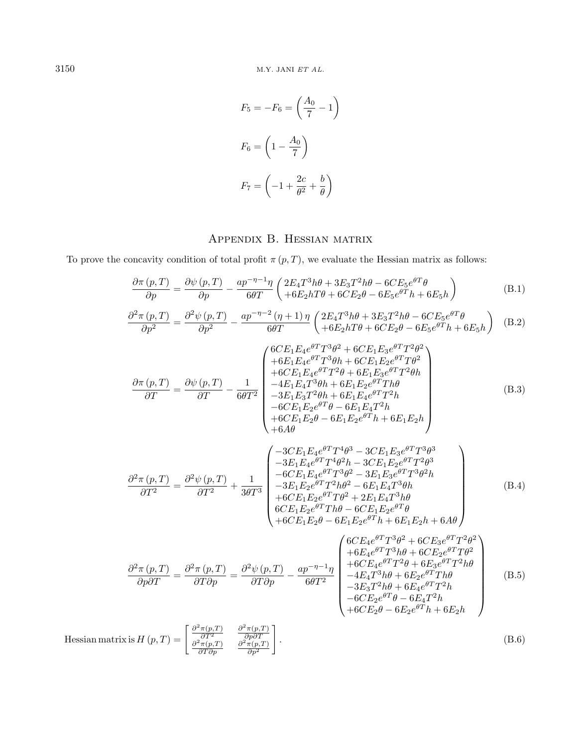$$F_5 = -F_6 = \left(\frac{A_0}{7} - 1\right)$$

$$F_6 = \left(1 - \frac{A_0}{7}\right)$$

$$F_7 = \left(-1 + \frac{2c}{\theta^2} + \frac{b}{\theta}\right)$$

## Appendix B. Hessian matrix

To prove the concavity condition of total profit $\pi(p,T)$, we evaluate the Hessian matrix as follows:

$$\frac{\partial \pi(p,T)}{\partial p} = \frac{\partial \psi(p,T)}{\partial p} - \frac{ap^{-\eta-1}\eta}{6\theta T}\begin{pmatrix} 2E_4T^3h\theta + 3E_3T^2h\theta - 6CE_5e^{\theta T}\theta \\ +6E_2hT\theta + 6CE_2\theta - 6E_5e^{\theta T}h + 6E_5h \end{pmatrix} \tag{B.1}$$

$$\frac{\partial^2 \pi(p,T)}{\partial p^2} = \frac{\partial^2 \psi(p,T)}{\partial p^2} - \frac{ap^{-\eta-2}(\eta+1)\eta}{6\theta T}\begin{pmatrix} 2E_4T^3h\theta + 3E_3T^2h\theta - 6CE_5e^{\theta T}\theta \\ +6E_2hT\theta + 6CE_2\theta - 6E_5e^{\theta T}h + 6E_5h \end{pmatrix} \tag{B.2}$$

$$\frac{\partial \pi(p,T)}{\partial T} = \frac{\partial \psi(p,T)}{\partial T} - \frac{1}{6\theta T^2}\begin{pmatrix} 6CE_1E_4e^{\theta T}T^3\theta^2 + 6CE_1E_3e^{\theta T}T^2\theta^2 \\ +6E_1E_4e^{\theta T}T^3\theta h + 6CE_1E_2e^{\theta T}T\theta^2 \\ +6CE_1E_4e^{\theta T}T^2\theta + 6E_1E_3e^{\theta T}T^2\theta h \\ -4E_1E_4T^3\theta h + 6E_1E_2e^{\theta T}Th\theta \\ -3E_1E_3T^2\theta h + 6E_1E_4e^{\theta T}T^2h \\ -6CE_1E_2e^{\theta T}\theta - 6E_1E_4T^2h \\ +6CE_1E_2\theta - 6E_1E_2e^{\theta T}h + 6E_1E_2h \\ +6A\theta \end{pmatrix} \tag{B.3}$$

$$\frac{\partial^2 \pi(p,T)}{\partial T^2} = \frac{\partial^2 \psi(p,T)}{\partial T^2} + \frac{1}{3\theta T^3}\begin{pmatrix} -3CE_1E_4e^{\theta T}T^4\theta^3 - 3CE_1E_3e^{\theta T}T^3\theta^3 \\ -3E_1E_4e^{\theta T}T^4\theta^2h - 3CE_1E_2e^{\theta T}T^2\theta^3 \\ -6CE_1E_4e^{\theta T}T^3\theta^2 - 3E_1E_3e^{\theta T}T^3\theta^2h \\ -3E_1E_2e^{\theta T}T^2h\theta^2 - 6E_1E_4T^3\theta h \\ +6CE_1E_2e^{\theta T}T\theta^2 + 2E_1E_4T^3h\theta \\ 6CE_1E_2e^{\theta T}Th\theta - 6CE_1E_2e^{\theta T}\theta \\ +6CE_1E_2\theta - 6E_1E_2e^{\theta T}h + 6E_1E_2h + 6A\theta \end{pmatrix} \tag{B.4}$$

$$\frac{\partial^2 \pi(p,T)}{\partial p\partial T} = \frac{\partial^2 \pi(p,T)}{\partial T\partial p} = \frac{\partial^2 \psi(p,T)}{\partial T\partial p} - \frac{ap^{-\eta-1}\eta}{6\theta T^2}\begin{pmatrix} 6CE_4e^{\theta T}T^3\theta^2 + 6CE_3e^{\theta T}T^2\theta^2 \\ +6E_4e^{\theta T}T^3h\theta + 6CE_2e^{\theta T}T\theta^2 \\ +6CE_4e^{\theta T}T^2\theta + 6E_3e^{\theta T}T^2h\theta \\ -4E_4T^3h\theta + 6E_2e^{\theta T}Th\theta \\ -3E_3T^2h\theta + 6E_4e^{\theta T}T^2h \\ -6CE_2e^{\theta T}\theta - 6E_4T^2h \\ +6CE_2\theta - 6E_2e^{\theta T}h + 6E_2h \end{pmatrix} \tag{B.5}$$

$$\text{Hessian matrix is } H(p,T) = \begin{bmatrix} \frac{\partial^2\pi(p,T)}{\partial T^2} & \frac{\partial^2\pi(p,T)}{\partial p\partial T} \\ \frac{\partial^2\pi(p,T)}{\partial T\partial p} & \frac{\partial^2\pi(p,T)}{\partial p^2} \end{bmatrix}. \tag{B.6}$$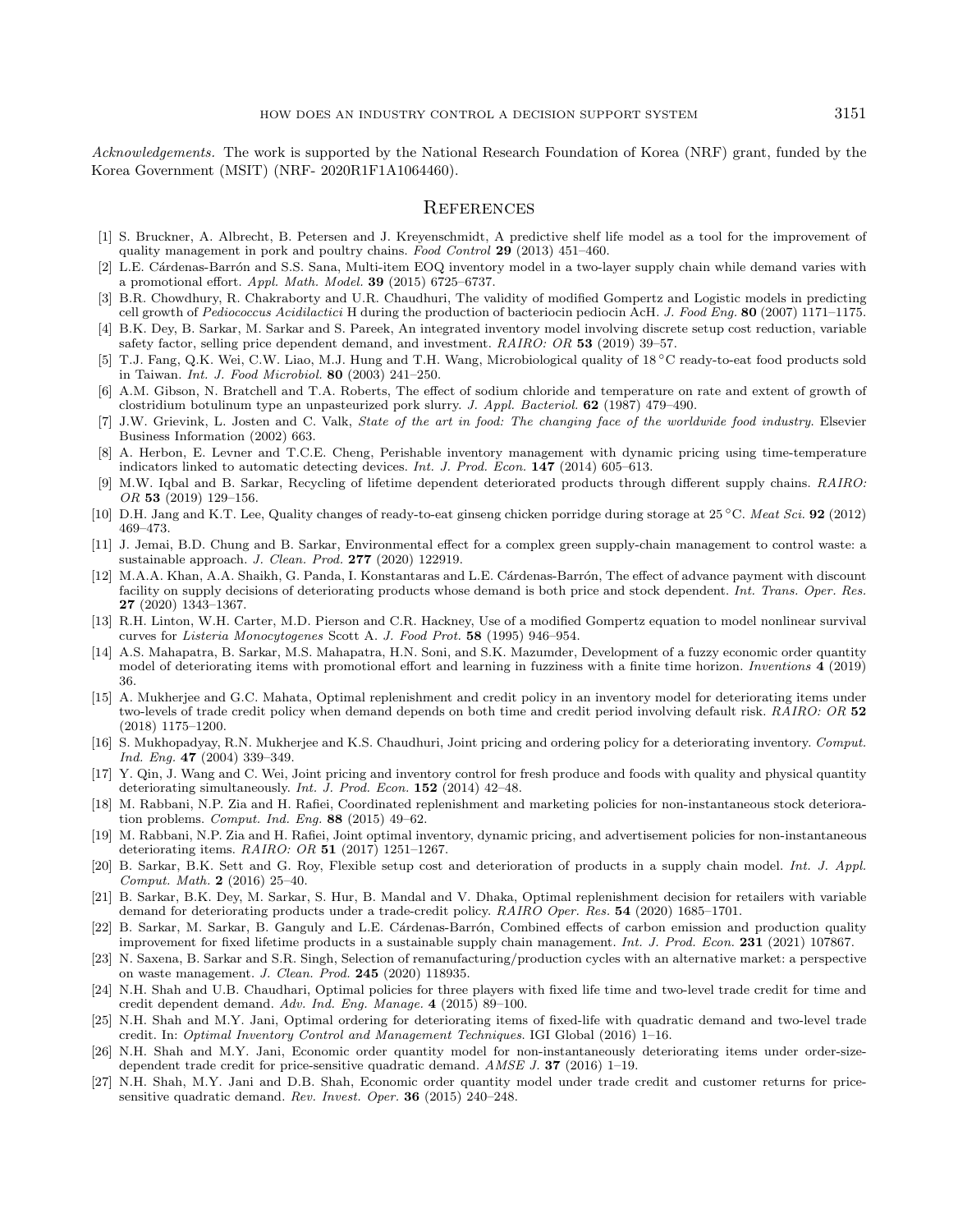*Acknowledgements.* The work is supported by the National Research Foundation of Korea (NRF) grant, funded by the Korea Government (MSIT) (NRF- 2020R1F1A1064460).

## References

[1] S. Bruckner, A. Albrecht, B. Petersen and J. Kreyenschmidt, A predictive shelf life model as a tool for the improvement of quality management in pork and poultry chains. *Food Control* **29** (2013) 451–460.

[2] L.E. Cárdenas-Barrón and S.S. Sana, Multi-item EOQ inventory model in a two-layer supply chain while demand varies with a promotional effort. *Appl. Math. Model.* **39** (2015) 6725–6737.

[3] B.R. Chowdhury, R. Chakraborty and U.R. Chaudhuri, The validity of modified Gompertz and Logistic models in predicting cell growth of *Pediococcus Acidilactici* H during the production of bacteriocin pediocin AcH. *J. Food Eng.* **80** (2007) 1171–1175.

[4] B.K. Dey, B. Sarkar, M. Sarkar and S. Pareek, An integrated inventory model involving discrete setup cost reduction, variable safety factor, selling price dependent demand, and investment. *RAIRO: OR* **53** (2019) 39–57.

[5] T.J. Fang, Q.K. Wei, C.W. Liao, M.J. Hung and T.H. Wang, Microbiological quality of 18 °C ready-to-eat food products sold in Taiwan. *Int. J. Food Microbiol.* **80** (2003) 241–250.

[6] A.M. Gibson, N. Bratchell and T.A. Roberts, The effect of sodium chloride and temperature on rate and extent of growth of clostridium botulinum type an unpasteurized pork slurry. *J. Appl. Bacteriol.* **62** (1987) 479–490.

[7] J.W. Grievink, L. Josten and C. Valk, *State of the art in food: The changing face of the worldwide food industry.* Elsevier Business Information (2002) 663.

[8] A. Herbon, E. Levner and T.C.E. Cheng, Perishable inventory management with dynamic pricing using time-temperature indicators linked to automatic detecting devices. *Int. J. Prod. Econ.* **147** (2014) 605–613.

[9] M.W. Iqbal and B. Sarkar, Recycling of lifetime dependent deteriorated products through different supply chains. *RAIRO: OR* **53** (2019) 129–156.

[10] D.H. Jang and K.T. Lee, Quality changes of ready-to-eat ginseng chicken porridge during storage at 25 °C. *Meat Sci.* **92** (2012) 469–473.

[11] J. Jemai, B.D. Chung and B. Sarkar, Environmental effect for a complex green supply-chain management to control waste: a sustainable approach. *J. Clean. Prod.* **277** (2020) 122919.

[12] M.A.A. Khan, A.A. Shaikh, G. Panda, I. Konstantaras and L.E. Cárdenas-Barrón, The effect of advance payment with discount facility on supply decisions of deteriorating products whose demand is both price and stock dependent. *Int. Trans. Oper. Res.* **27** (2020) 1343–1367.

[13] R.H. Linton, W.H. Carter, M.D. Pierson and C.R. Hackney, Use of a modified Gompertz equation to model nonlinear survival curves for *Listeria Monocytogenes* Scott A. *J. Food Prot.* **58** (1995) 946–954.

[14] A.S. Mahapatra, B. Sarkar, M.S. Mahapatra, H.N. Soni, and S.K. Mazumder, Development of a fuzzy economic order quantity model of deteriorating items with promotional effort and learning in fuzziness with a finite time horizon. *Inventions* **4** (2019) 36.

[15] A. Mukherjee and G.C. Mahata, Optimal replenishment and credit policy in an inventory model for deteriorating items under two-levels of trade credit policy when demand depends on both time and credit period involving default risk. *RAIRO: OR* **52** (2018) 1175–1200.

[16] S. Mukhopadyay, R.N. Mukherjee and K.S. Chaudhuri, Joint pricing and ordering policy for a deteriorating inventory. *Comput. Ind. Eng.* **47** (2004) 339–349.

[17] Y. Qin, J. Wang and C. Wei, Joint pricing and inventory control for fresh produce and foods with quality and physical quantity deteriorating simultaneously. *Int. J. Prod. Econ.* **152** (2014) 42–48.

[18] M. Rabbani, N.P. Zia and H. Rafiei, Coordinated replenishment and marketing policies for non-instantaneous stock deterioration problems. *Comput. Ind. Eng.* **88** (2015) 49–62.

[19] M. Rabbani, N.P. Zia and H. Rafiei, Joint optimal inventory, dynamic pricing, and advertisement policies for non-instantaneous deteriorating items. *RAIRO: OR* **51** (2017) 1251–1267.

[20] B. Sarkar, B.K. Sett and G. Roy, Flexible setup cost and deterioration of products in a supply chain model. *Int. J. Appl. Comput. Math.* **2** (2016) 25–40.

[21] B. Sarkar, B.K. Dey, M. Sarkar, S. Hur, B. Mandal and V. Dhaka, Optimal replenishment decision for retailers with variable demand for deteriorating products under a trade-credit policy. *RAIRO Oper. Res.* **54** (2020) 1685–1701.

[22] B. Sarkar, M. Sarkar, B. Ganguly and L.E. Cárdenas-Barrón, Combined effects of carbon emission and production quality improvement for fixed lifetime products in a sustainable supply chain management. *Int. J. Prod. Econ.* **231** (2021) 107867.

[23] N. Saxena, B. Sarkar and S.R. Singh, Selection of remanufacturing/production cycles with an alternative market: a perspective on waste management. *J. Clean. Prod.* **245** (2020) 118935.

[24] N.H. Shah and U.B. Chaudhari, Optimal policies for three players with fixed life time and two-level trade credit for time and credit dependent demand. *Adv. Ind. Eng. Manage.* **4** (2015) 89–100.

[25] N.H. Shah and M.Y. Jani, Optimal ordering for deteriorating items of fixed-life with quadratic demand and two-level trade credit. In: *Optimal Inventory Control and Management Techniques.* IGI Global (2016) 1–16.

[26] N.H. Shah and M.Y. Jani, Economic order quantity model for non-instantaneously deteriorating items under order-size-dependent trade credit for price-sensitive quadratic demand. *AMSE J.* **37** (2016) 1–19.

[27] N.H. Shah, M.Y. Jani and D.B. Shah, Economic order quantity model under trade credit and customer returns for price-sensitive quadratic demand. *Rev. Invest. Oper.* **36** (2015) 240–248.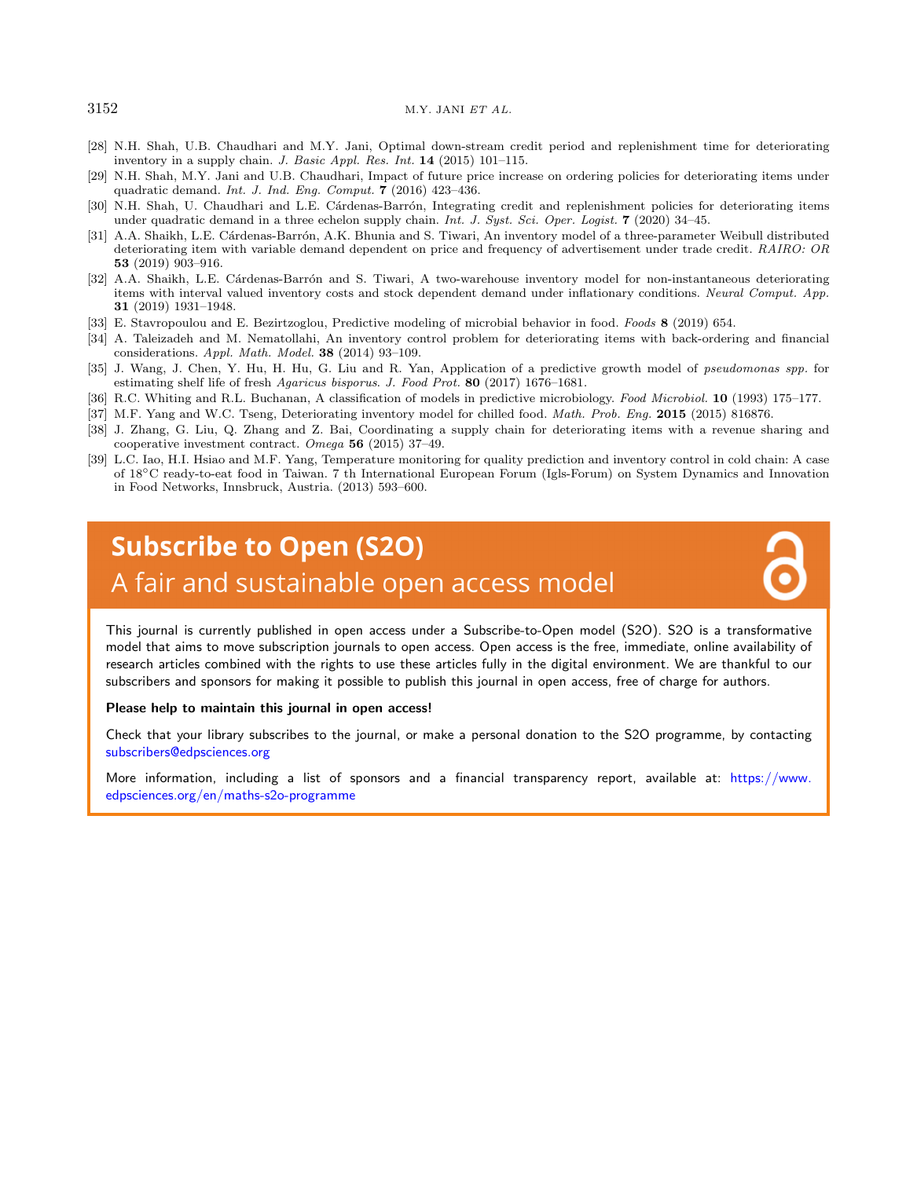[28] N.H. Shah, U.B. Chaudhari and M.Y. Jani, Optimal down-stream credit period and replenishment time for deteriorating inventory in a supply chain. *J. Basic Appl. Res. Int.* **14** (2015) 101–115.

[29] N.H. Shah, M.Y. Jani and U.B. Chaudhari, Impact of future price increase on ordering policies for deteriorating items under quadratic demand. *Int. J. Ind. Eng. Comput.* **7** (2016) 423–436.

[30] N.H. Shah, U. Chaudhari and L.E. Cárdenas-Barrón, Integrating credit and replenishment policies for deteriorating items under quadratic demand in a three echelon supply chain. *Int. J. Syst. Sci. Oper. Logist.* **7** (2020) 34–45.

[31] A.A. Shaikh, L.E. Cárdenas-Barrón, A.K. Bhunia and S. Tiwari, An inventory model of a three-parameter Weibull distributed deteriorating item with variable demand dependent on price and frequency of advertisement under trade credit. *RAIRO: OR* **53** (2019) 903–916.

[32] A.A. Shaikh, L.E. Cárdenas-Barrón and S. Tiwari, A two-warehouse inventory model for non-instantaneous deteriorating items with interval valued inventory costs and stock dependent demand under inflationary conditions. *Neural Comput. App.* **31** (2019) 1931–1948.

[33] E. Stavropoulou and E. Bezirtzoglou, Predictive modeling of microbial behavior in food. *Foods* **8** (2019) 654.

[34] A. Taleizadeh and M. Nematollahi, An inventory control problem for deteriorating items with back-ordering and financial considerations. *Appl. Math. Model.* **38** (2014) 93–109.

[35] J. Wang, J. Chen, Y. Hu, H. Hu, G. Liu and R. Yan, Application of a predictive growth model of *pseudomonas spp.* for estimating shelf life of fresh *Agaricus bisporus*. *J. Food Prot.* **80** (2017) 1676–1681.

[36] R.C. Whiting and R.L. Buchanan, A classification of models in predictive microbiology. *Food Microbiol.* **10** (1993) 175–177.

[37] M.F. Yang and W.C. Tseng, Deteriorating inventory model for chilled food. *Math. Prob. Eng.* **2015** (2015) 816876.

[38] J. Zhang, G. Liu, Q. Zhang and Z. Bai, Coordinating a supply chain for deteriorating items with a revenue sharing and cooperative investment contract. *Omega* **56** (2015) 37–49.

[39] L.C. Iao, H.I. Hsiao and M.F. Yang, Temperature monitoring for quality prediction and inventory control in cold chain: A case of 18°C ready-to-eat food in Taiwan. 7 th International European Forum (Igls-Forum) on System Dynamics and Innovation in Food Networks, Innsbruck, Austria. (2013) 593–600.

## Subscribe to Open (S2O)
### A fair and sustainable open access model

This journal is currently published in open access under a Subscribe-to-Open model (S2O). S2O is a transformative model that aims to move subscription journals to open access. Open access is the free, immediate, online availability of research articles combined with the rights to use these articles fully in the digital environment. We are thankful to our subscribers and sponsors for making it possible to publish this journal in open access, free of charge for authors.

**Please help to maintain this journal in open access!**

Check that your library subscribes to the journal, or make a personal donation to the S2O programme, by contacting subscribers@edpsciences.org

More information, including a list of sponsors and a financial transparency report, available at: https://www.edpsciences.org/en/maths-s2o-programme